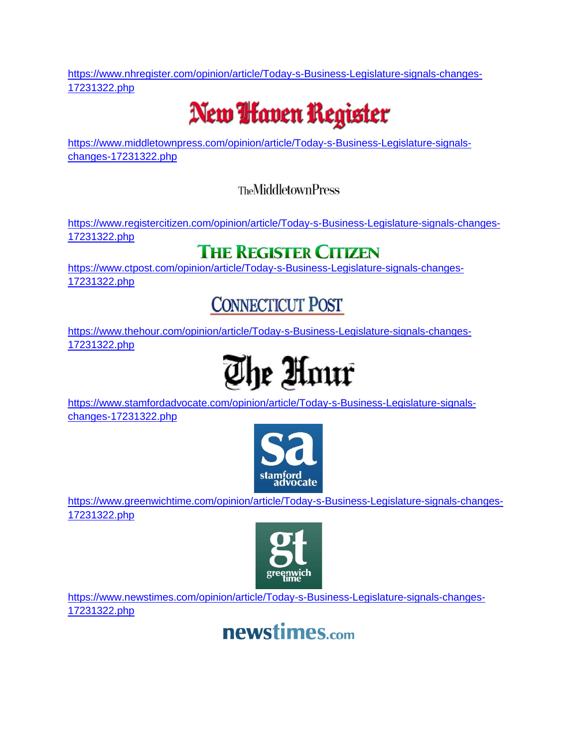https://www.nhregister.com/opinion/article/Today-s-Business-Legislature-signals-changes-17231322.php

New Haven Register

https://www.middletownpress.com/opinion/article/Today-s-Business-Legislature-signals-changes-17231322.php

TheMiddletownPress

https://www.registercitizen.com/opinion/article/Today-s-Business-Legislature-signals-changes-17231322.php

THE REGISTER CITIZEN

https://www.ctpost.com/opinion/article/Today-s-Business-Legislature-signals-changes-17231322.php

CONNECTICUT POST

https://www.thehour.com/opinion/article/Today-s-Business-Legislature-signals-changes-17231322.php

The Hour

https://www.stamfordadvocate.com/opinion/article/Today-s-Business-Legislature-signals-changes-17231322.php

sa stamford advocate

https://www.greenwichtime.com/opinion/article/Today-s-Business-Legislature-signals-changes-17231322.php

gt greenwich time

https://www.newstimes.com/opinion/article/Today-s-Business-Legislature-signals-changes-17231322.php

newstimes.com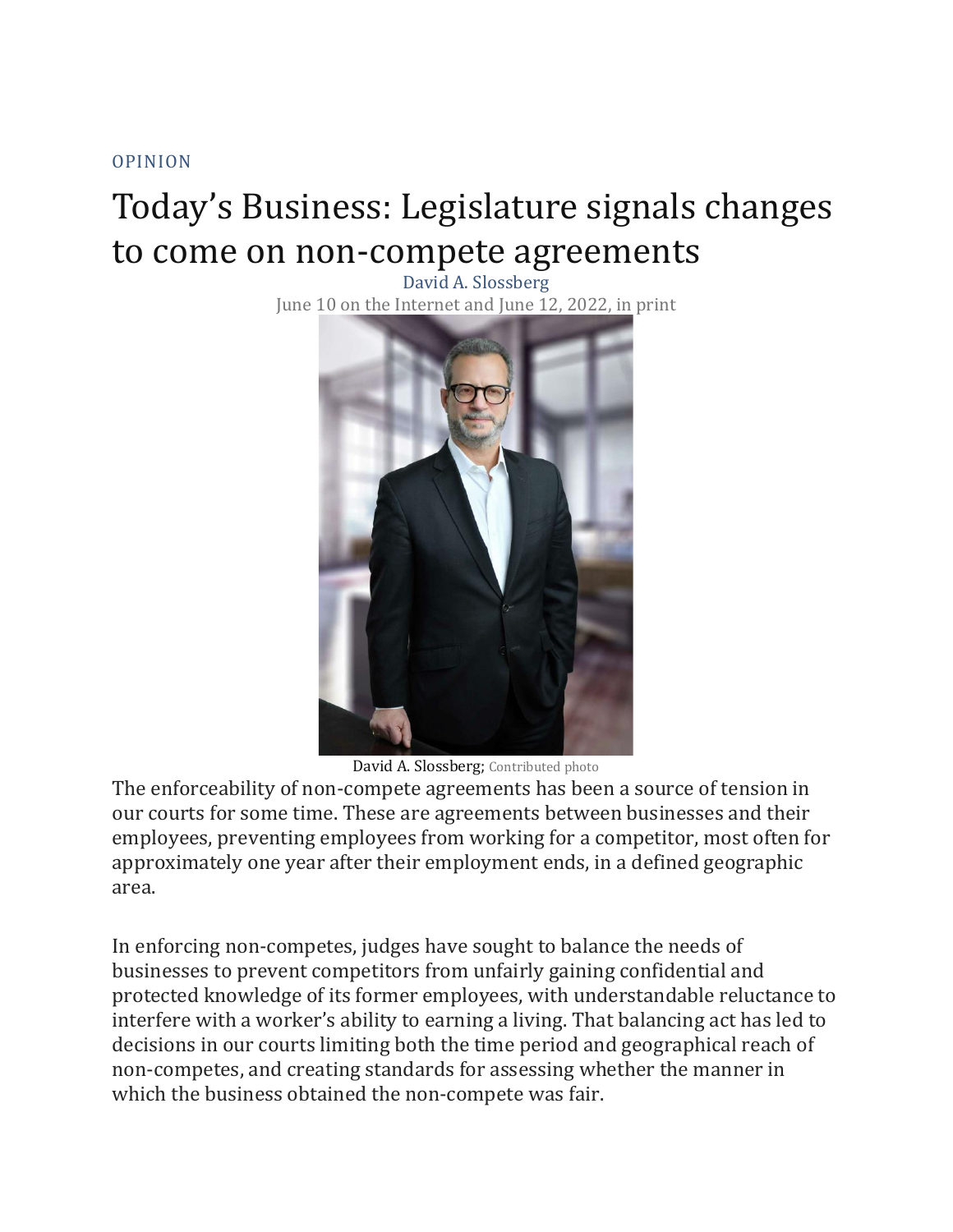OPINION

# Today's Business: Legislature signals changes to come on non-compete agreements

David A. Slossberg

June 10 on the Internet and June 12, 2022, in print

David A. Slossberg; Contributed photo

The enforceability of non-compete agreements has been a source of tension in our courts for some time. These are agreements between businesses and their employees, preventing employees from working for a competitor, most often for approximately one year after their employment ends, in a defined geographic area.

In enforcing non-competes, judges have sought to balance the needs of businesses to prevent competitors from unfairly gaining confidential and protected knowledge of its former employees, with understandable reluctance to interfere with a worker's ability to earning a living. That balancing act has led to decisions in our courts limiting both the time period and geographical reach of non-competes, and creating standards for assessing whether the manner in which the business obtained the non-compete was fair.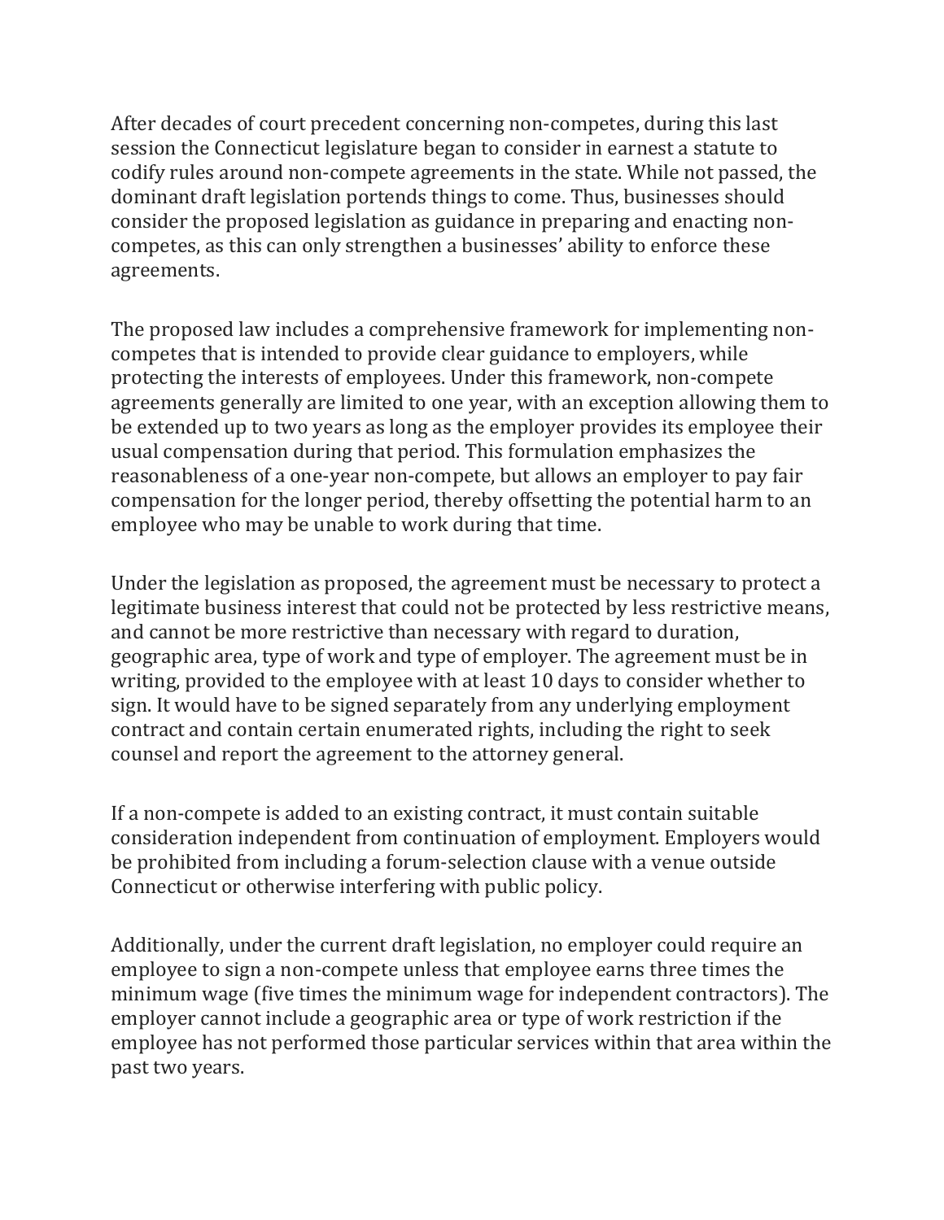After decades of court precedent concerning non-competes, during this last session the Connecticut legislature began to consider in earnest a statute to codify rules around non-compete agreements in the state. While not passed, the dominant draft legislation portends things to come. Thus, businesses should consider the proposed legislation as guidance in preparing and enacting non-competes, as this can only strengthen a businesses' ability to enforce these agreements.

The proposed law includes a comprehensive framework for implementing non-competes that is intended to provide clear guidance to employers, while protecting the interests of employees. Under this framework, non-compete agreements generally are limited to one year, with an exception allowing them to be extended up to two years as long as the employer provides its employee their usual compensation during that period. This formulation emphasizes the reasonableness of a one-year non-compete, but allows an employer to pay fair compensation for the longer period, thereby offsetting the potential harm to an employee who may be unable to work during that time.

Under the legislation as proposed, the agreement must be necessary to protect a legitimate business interest that could not be protected by less restrictive means, and cannot be more restrictive than necessary with regard to duration, geographic area, type of work and type of employer. The agreement must be in writing, provided to the employee with at least 10 days to consider whether to sign. It would have to be signed separately from any underlying employment contract and contain certain enumerated rights, including the right to seek counsel and report the agreement to the attorney general.

If a non-compete is added to an existing contract, it must contain suitable consideration independent from continuation of employment. Employers would be prohibited from including a forum-selection clause with a venue outside Connecticut or otherwise interfering with public policy.

Additionally, under the current draft legislation, no employer could require an employee to sign a non-compete unless that employee earns three times the minimum wage (five times the minimum wage for independent contractors). The employer cannot include a geographic area or type of work restriction if the employee has not performed those particular services within that area within the past two years.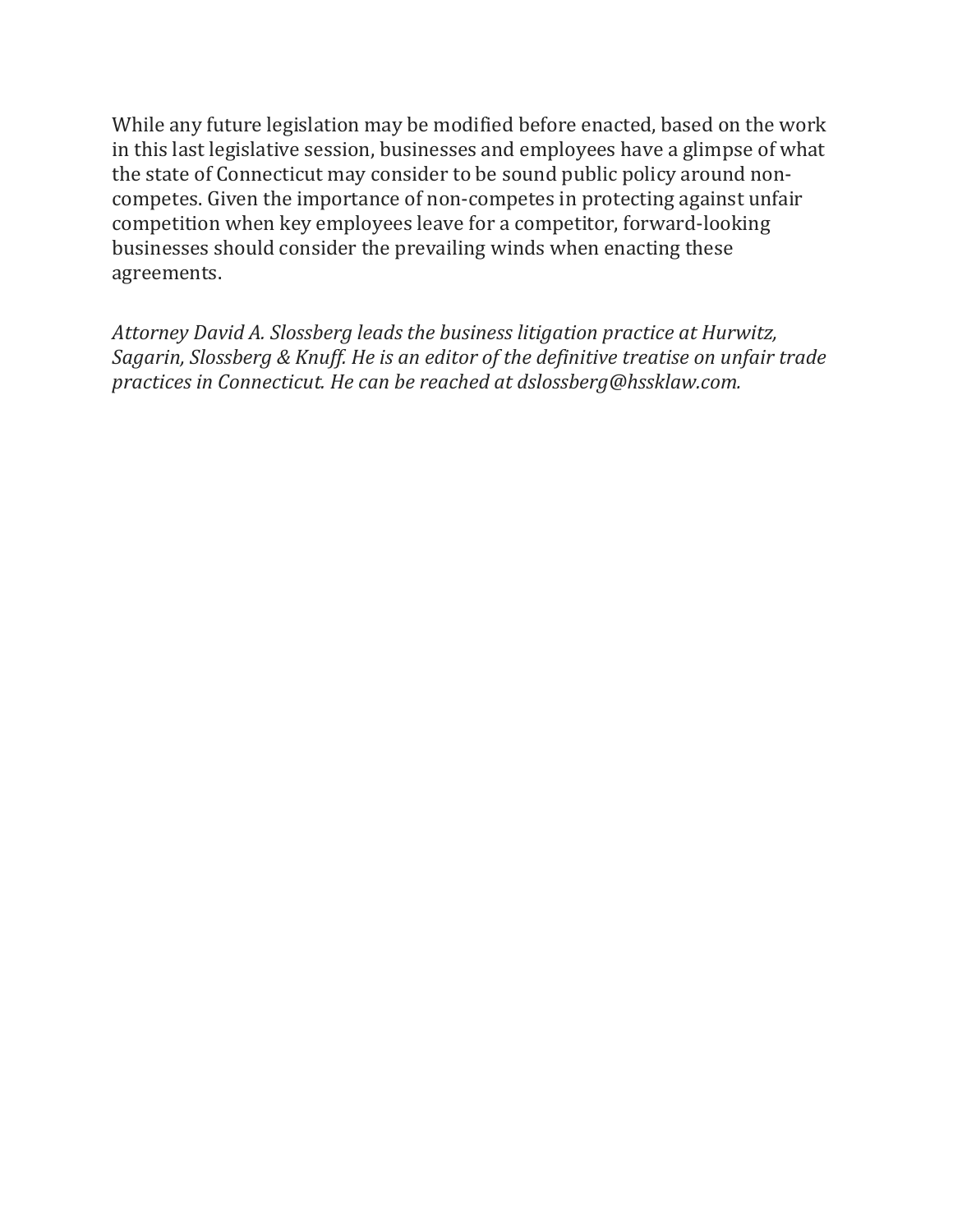While any future legislation may be modified before enacted, based on the work in this last legislative session, businesses and employees have a glimpse of what the state of Connecticut may consider to be sound public policy around non-competes. Given the importance of non-competes in protecting against unfair competition when key employees leave for a competitor, forward-looking businesses should consider the prevailing winds when enacting these agreements.

*Attorney David A. Slossberg leads the business litigation practice at Hurwitz, Sagarin, Slossberg & Knuff. He is an editor of the definitive treatise on unfair trade practices in Connecticut. He can be reached at dslossberg@hssklaw.com.*